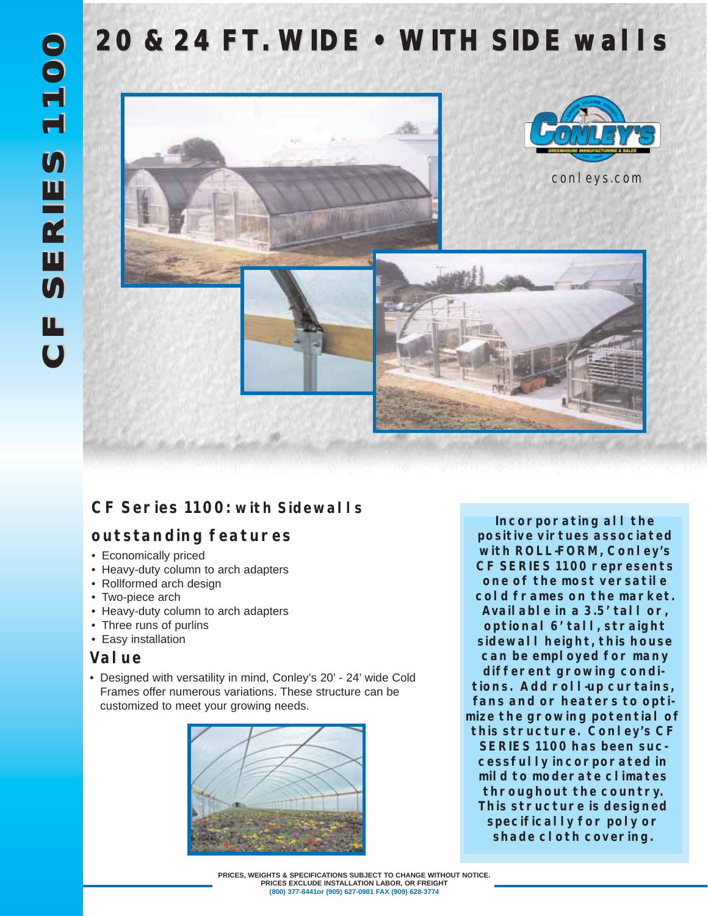# CF SERIES 1100

# 20 & 24 FT. WIDE • WITH SIDE walls

conleys.com

## CF Series 1100: with Sidewalls

### outstanding features

- Economically priced
- Heavy-duty column to arch adapters
- Rollformed arch design
- Two-piece arch
- Heavy-duty column to arch adapters
- Three runs of purlins
- Easy installation

### Value

- Designed with versatility in mind, Conley's 20' - 24' wide Cold Frames offer numerous variations. These structure can be customized to meet your growing needs.

**Incorporating all the positive virtues associated with ROLL-FORM, Conley's CF SERIES 1100 represents one of the most versatile cold frames on the market. Available in a 3.5' tall or, optional 6' tall, straight sidewall height, this house can be employed for many different growing conditions. Add roll-up curtains, fans and or heaters to optimize the growing potential of this structure. Conley's CF SERIES 1100 has been successfully incorporated in mild to moderate climates throughout the country. This structure is designed specifically for poly or shade cloth covering.**

PRICES, WEIGHTS & SPECIFICATIONS SUBJECT TO CHANGE WITHOUT NOTICE.
PRICES EXCLUDE INSTALLATION LABOR, OR FREIGHT
(800) 377-8441or (909) 627-0981 FAX (909) 628-3774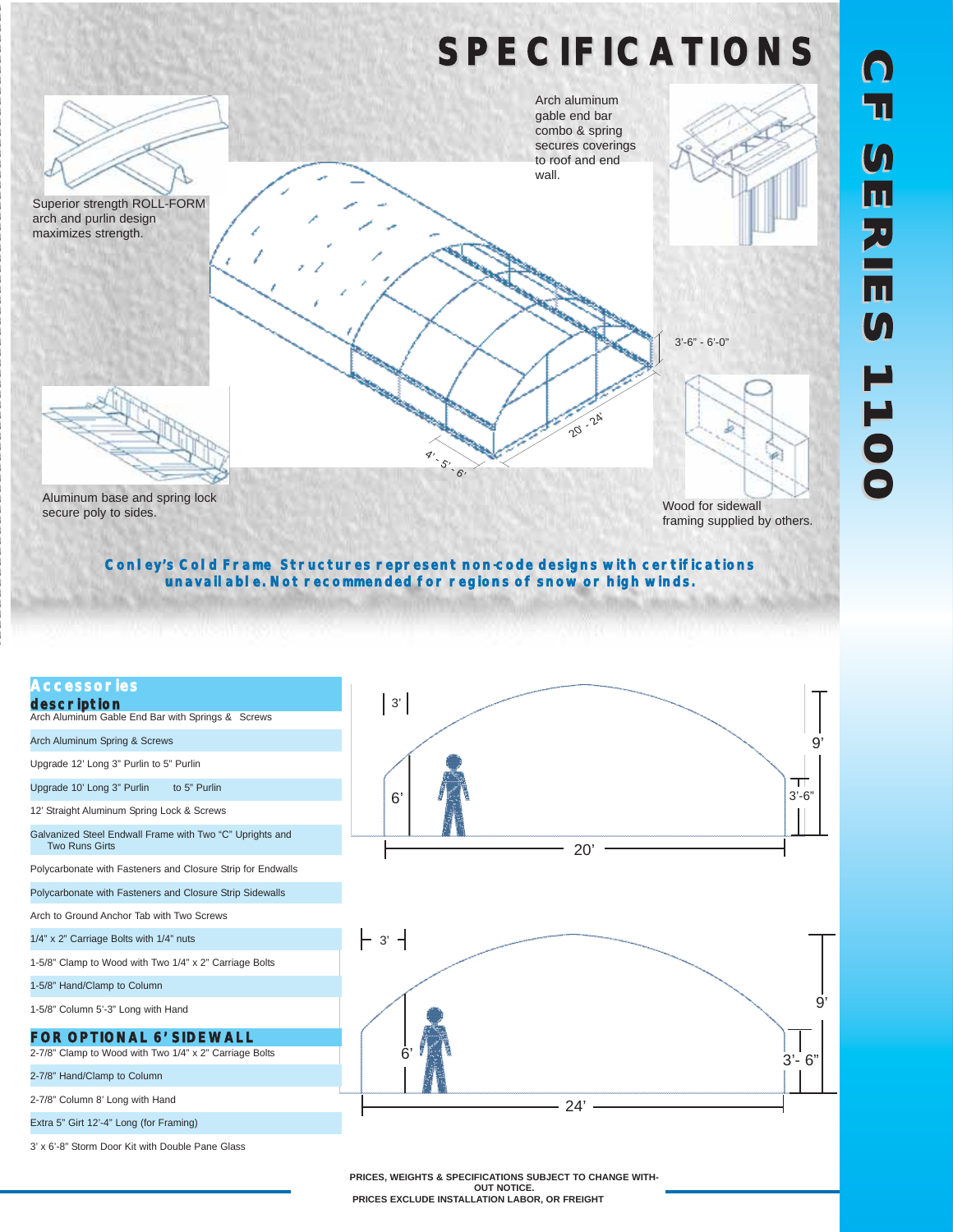# SPECIFICATIONS

## CF SERIES 1100

Superior strength ROLL-FORM arch and purlin design maximizes strength.

Arch aluminum gable end bar combo & spring secures coverings to roof and end wall.

3'-6" - 6'-0"

20' - 24'

4' - 5' - 6'

Aluminum base and spring lock secure poly to sides.

Wood for sidewall framing supplied by others.

**Conley's Cold Frame Structures represent non-code designs with certifications unavailable. Not recommended for regions of snow or high winds.**

## Accessories

| description |
|---|
| Arch Aluminum Gable End Bar with Springs & Screws |
| Arch Aluminum Spring & Screws |
| Upgrade 12' Long 3" Purlin to 5" Purlin |
| Upgrade 10' Long 3" Purlin to 5" Purlin |
| 12' Straight Aluminum Spring Lock & Screws |
| Galvanized Steel Endwall Frame with Two "C" Uprights and Two Runs Girts |
| Polycarbonate with Fasteners and Closure Strip for Endwalls |
| Polycarbonate with Fasteners and Closure Strip Sidewalls |
| Arch to Ground Anchor Tab with Two Screws |
| 1/4" x 2" Carriage Bolts with 1/4" nuts |
| 1-5/8" Clamp to Wood with Two 1/4" x 2" Carriage Bolts |
| 1-5/8" Hand/Clamp to Column |
| 1-5/8" Column 5'-3" Long with Hand |
| **FOR OPTIONAL 6' SIDEWALL** |
| 2-7/8" Clamp to Wood with Two 1/4" x 2" Carriage Bolts |
| 2-7/8" Hand/Clamp to Column |
| 2-7/8" Column 8' Long with Hand |
| Extra 5" Girt 12'-4" Long (for Framing) |
| 3' x 6'-8" Storm Door Kit with Double Pane Glass |

3'
9'
6'
3'-6"
20'

3'
9'
6'
3'- 6"
24'

PRICES, WEIGHTS & SPECIFICATIONS SUBJECT TO CHANGE WITHOUT NOTICE.
PRICES EXCLUDE INSTALLATION LABOR, OR FREIGHT